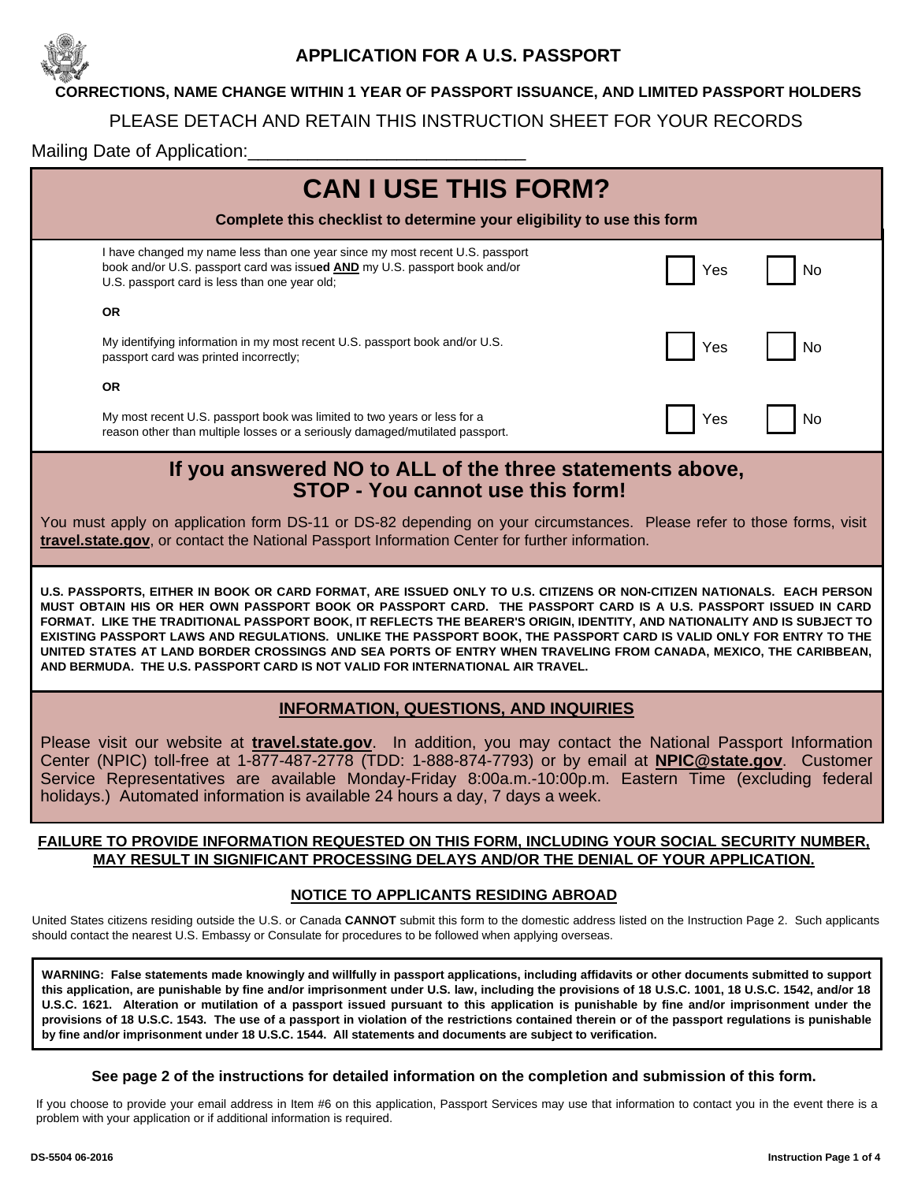# APPLICATION FOR A U.S. PASSPORT

**CORRECTIONS, NAME CHANGE WITHIN 1 YEAR OF PASSPORT ISSUANCE, AND LIMITED PASSPORT HOLDERS**

PLEASE DETACH AND RETAIN THIS INSTRUCTION SHEET FOR YOUR RECORDS

Mailing Date of Application:____________________________

## CAN I USE THIS FORM?

**Complete this checklist to determine your eligibility to use this form**

| | | |
|---|---|---|
| I have changed my name less than one year since my most recent U.S. passport book and/or U.S. passport card was issu**ed** **AND** my U.S. passport book and/or U.S. passport card is less than one year old; | ☐ Yes | ☐ No |
| **OR** | | |
| My identifying information in my most recent U.S. passport book and/or U.S. passport card was printed incorrectly; | ☐ Yes | ☐ No |
| **OR** | | |
| My most recent U.S. passport book was limited to two years or less for a reason other than multiple losses or a seriously damaged/mutilated passport. | ☐ Yes | ☐ No |

## If you answered NO to ALL of the three statements above, STOP - You cannot use this form!

You must apply on application form DS-11 or DS-82 depending on your circumstances. Please refer to those forms, visit **travel.state.gov**, or contact the National Passport Information Center for further information.

**U.S. PASSPORTS, EITHER IN BOOK OR CARD FORMAT, ARE ISSUED ONLY TO U.S. CITIZENS OR NON-CITIZEN NATIONALS. EACH PERSON MUST OBTAIN HIS OR HER OWN PASSPORT BOOK OR PASSPORT CARD. THE PASSPORT CARD IS A U.S. PASSPORT ISSUED IN CARD FORMAT. LIKE THE TRADITIONAL PASSPORT BOOK, IT REFLECTS THE BEARER'S ORIGIN, IDENTITY, AND NATIONALITY AND IS SUBJECT TO EXISTING PASSPORT LAWS AND REGULATIONS. UNLIKE THE PASSPORT BOOK, THE PASSPORT CARD IS VALID ONLY FOR ENTRY TO THE UNITED STATES AT LAND BORDER CROSSINGS AND SEA PORTS OF ENTRY WHEN TRAVELING FROM CANADA, MEXICO, THE CARIBBEAN, AND BERMUDA. THE U.S. PASSPORT CARD IS NOT VALID FOR INTERNATIONAL AIR TRAVEL.**

## INFORMATION, QUESTIONS, AND INQUIRIES

Please visit our website at **travel.state.gov**. In addition, you may contact the National Passport Information Center (NPIC) toll-free at 1-877-487-2778 (TDD: 1-888-874-7793) or by email at **NPIC@state.gov**. Customer Service Representatives are available Monday-Friday 8:00a.m.-10:00p.m. Eastern Time (excluding federal holidays.) Automated information is available 24 hours a day, 7 days a week.

**FAILURE TO PROVIDE INFORMATION REQUESTED ON THIS FORM, INCLUDING YOUR SOCIAL SECURITY NUMBER, MAY RESULT IN SIGNIFICANT PROCESSING DELAYS AND/OR THE DENIAL OF YOUR APPLICATION.**

### NOTICE TO APPLICANTS RESIDING ABROAD

United States citizens residing outside the U.S. or Canada **CANNOT** submit this form to the domestic address listed on the Instruction Page 2. Such applicants should contact the nearest U.S. Embassy or Consulate for procedures to be followed when applying overseas.

**WARNING: False statements made knowingly and willfully in passport applications, including affidavits or other documents submitted to support this application, are punishable by fine and/or imprisonment under U.S. law, including the provisions of 18 U.S.C. 1001, 18 U.S.C. 1542, and/or 18 U.S.C. 1621. Alteration or mutilation of a passport issued pursuant to this application is punishable by fine and/or imprisonment under the provisions of 18 U.S.C. 1543. The use of a passport in violation of the restrictions contained therein or of the passport regulations is punishable by fine and/or imprisonment under 18 U.S.C. 1544. All statements and documents are subject to verification.**

**See page 2 of the instructions for detailed information on the completion and submission of this form.**

If you choose to provide your email address in Item #6 on this application, Passport Services may use that information to contact you in the event there is a problem with your application or if additional information is required.

DS-5504 06-2016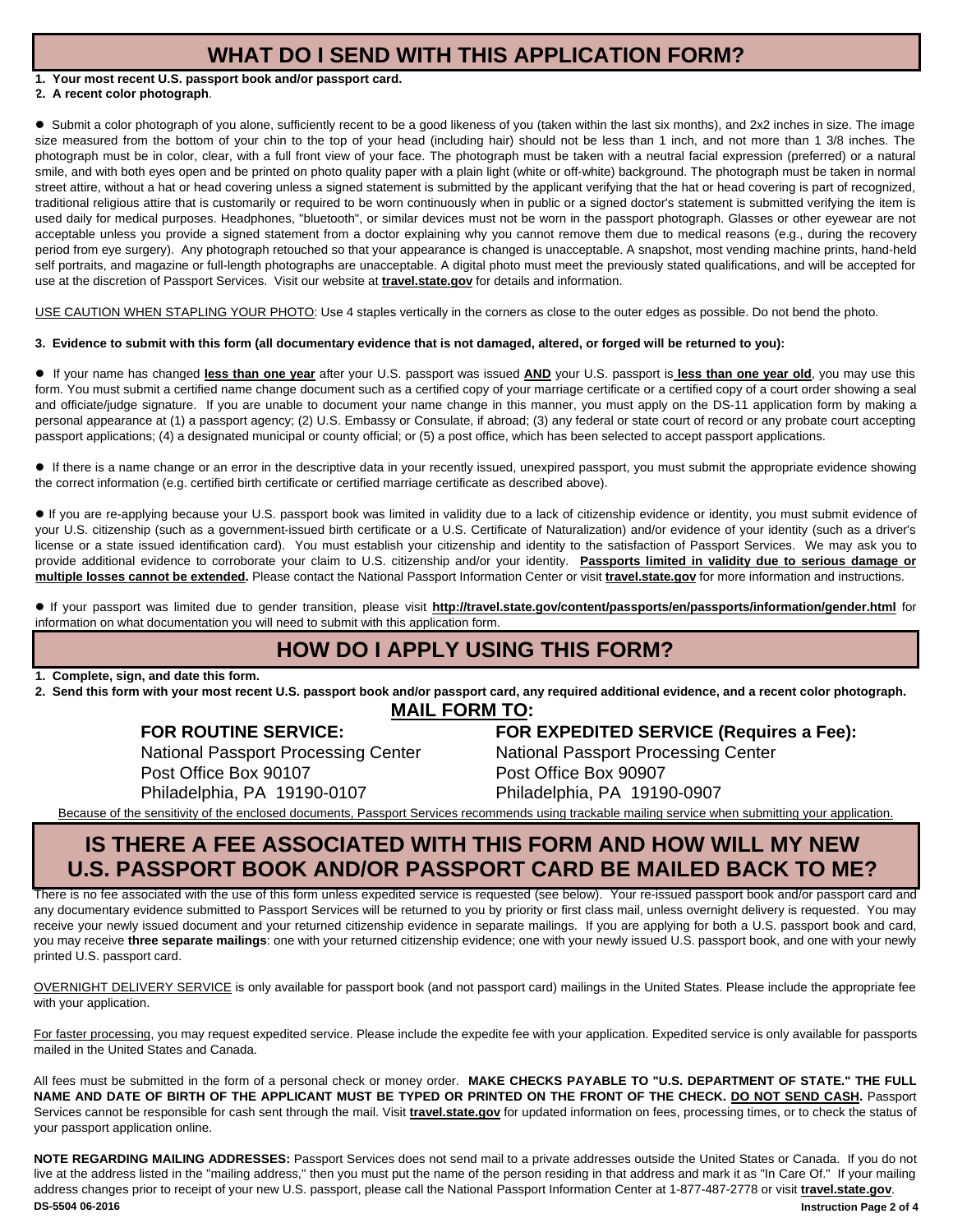## WHAT DO I SEND WITH THIS APPLICATION FORM?

**1. Your most recent U.S. passport book and/or passport card.**

**2. A recent color photograph**.

- Submit a color photograph of you alone, sufficiently recent to be a good likeness of you (taken within the last six months), and 2x2 inches in size. The image size measured from the bottom of your chin to the top of your head (including hair) should not be less than 1 inch, and not more than 1 3/8 inches. The photograph must be in color, clear, with a full front view of your face. The photograph must be taken with a neutral facial expression (preferred) or a natural smile, and with both eyes open and be printed on photo quality paper with a plain light (white or off-white) background. The photograph must be taken in normal street attire, without a hat or head covering unless a signed statement is submitted by the applicant verifying that the hat or head covering is part of recognized, traditional religious attire that is customarily or required to be worn continuously when in public or a signed doctor's statement is submitted verifying the item is used daily for medical purposes. Headphones, "bluetooth", or similar devices must not be worn in the passport photograph. Glasses or other eyewear are not acceptable unless you provide a signed statement from a doctor explaining why you cannot remove them due to medical reasons (e.g., during the recovery period from eye surgery). Any photograph retouched so that your appearance is changed is unacceptable. A snapshot, most vending machine prints, hand-held self portraits, and magazine or full-length photographs are unacceptable. A digital photo must meet the previously stated qualifications, and will be accepted for use at the discretion of Passport Services. Visit our website at **travel.state.gov** for details and information.

USE CAUTION WHEN STAPLING YOUR PHOTO: Use 4 staples vertically in the corners as close to the outer edges as possible. Do not bend the photo.

**3. Evidence to submit with this form (all documentary evidence that is not damaged, altered, or forged will be returned to you):**

- If your name has changed **less than one year** after your U.S. passport was issued **AND** your U.S. passport is **less than one year old**, you may use this form. You must submit a certified name change document such as a certified copy of your marriage certificate or a certified copy of a court order showing a seal and officiate/judge signature. If you are unable to document your name change in this manner, you must apply on the DS-11 application form by making a personal appearance at (1) a passport agency; (2) U.S. Embassy or Consulate, if abroad; (3) any federal or state court of record or any probate court accepting passport applications; (4) a designated municipal or county official; or (5) a post office, which has been selected to accept passport applications.

- If there is a name change or an error in the descriptive data in your recently issued, unexpired passport, you must submit the appropriate evidence showing the correct information (e.g. certified birth certificate or certified marriage certificate as described above).

- If you are re-applying because your U.S. passport book was limited in validity due to a lack of citizenship evidence or identity, you must submit evidence of your U.S. citizenship (such as a government-issued birth certificate or a U.S. Certificate of Naturalization) and/or evidence of your identity (such as a driver's license or a state issued identification card). You must establish your citizenship and identity to the satisfaction of Passport Services. We may ask you to provide additional evidence to corroborate your claim to U.S. citizenship and/or your identity. **Passports limited in validity due to serious damage or multiple losses cannot be extended.** Please contact the National Passport Information Center or visit **travel.state.gov** for more information and instructions.

- If your passport was limited due to gender transition, please visit **http://travel.state.gov/content/passports/en/passports/information/gender.html** for information on what documentation you will need to submit with this application form.

## HOW DO I APPLY USING THIS FORM?

**1. Complete, sign, and date this form.**

**2. Send this form with your most recent U.S. passport book and/or passport card, any required additional evidence, and a recent color photograph.**

**MAIL FORM TO:**

**FOR ROUTINE SERVICE:**
National Passport Processing Center
Post Office Box 90107
Philadelphia, PA 19190-0107

**FOR EXPEDITED SERVICE (Requires a Fee):**
National Passport Processing Center
Post Office Box 90907
Philadelphia, PA 19190-0907

Because of the sensitivity of the enclosed documents, Passport Services recommends using trackable mailing service when submitting your application.

## IS THERE A FEE ASSOCIATED WITH THIS FORM AND HOW WILL MY NEW U.S. PASSPORT BOOK AND/OR PASSPORT CARD BE MAILED BACK TO ME?

There is no fee associated with the use of this form unless expedited service is requested (see below). Your re-issued passport book and/or passport card and any documentary evidence submitted to Passport Services will be returned to you by priority or first class mail, unless overnight delivery is requested. You may receive your newly issued document and your returned citizenship evidence in separate mailings. If you are applying for both a U.S. passport book and card, you may receive **three separate mailings**: one with your returned citizenship evidence; one with your newly issued U.S. passport book, and one with your newly printed U.S. passport card.

OVERNIGHT DELIVERY SERVICE is only available for passport book (and not passport card) mailings in the United States. Please include the appropriate fee with your application.

For faster processing, you may request expedited service. Please include the expedite fee with your application. Expedited service is only available for passports mailed in the United States and Canada.

All fees must be submitted in the form of a personal check or money order. **MAKE CHECKS PAYABLE TO "U.S. DEPARTMENT OF STATE." THE FULL NAME AND DATE OF BIRTH OF THE APPLICANT MUST BE TYPED OR PRINTED ON THE FRONT OF THE CHECK. DO NOT SEND CASH.** Passport Services cannot be responsible for cash sent through the mail. Visit **travel.state.gov** for updated information on fees, processing times, or to check the status of your passport application online.

**NOTE REGARDING MAILING ADDRESSES:** Passport Services does not send mail to a private addresses outside the United States or Canada. If you do not live at the address listed in the "mailing address," then you must put the name of the person residing in that address and mark it as "In Care Of." If your mailing address changes prior to receipt of your new U.S. passport, please call the National Passport Information Center at 1-877-487-2778 or visit **travel.state.gov**.

**DS-5504 06-2016**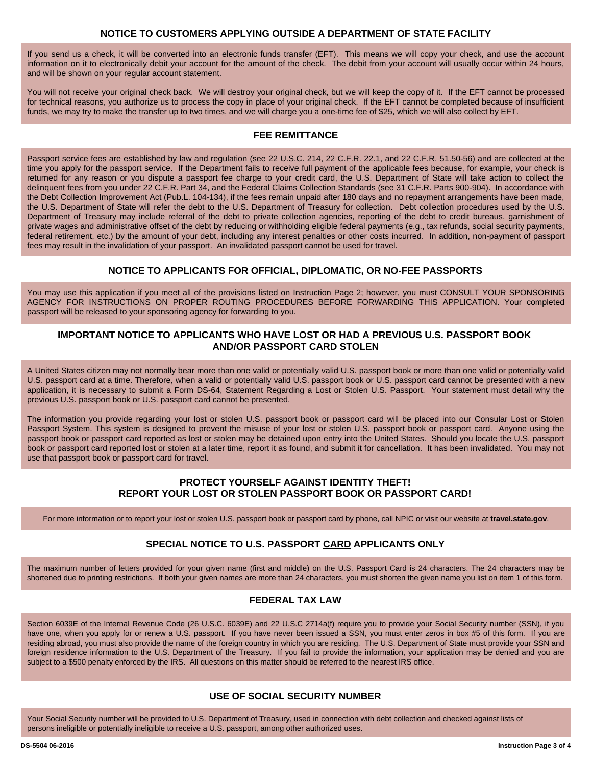## NOTICE TO CUSTOMERS APPLYING OUTSIDE A DEPARTMENT OF STATE FACILITY

If you send us a check, it will be converted into an electronic funds transfer (EFT). This means we will copy your check, and use the account information on it to electronically debit your account for the amount of the check. The debit from your account will usually occur within 24 hours, and will be shown on your regular account statement.

You will not receive your original check back. We will destroy your original check, but we will keep the copy of it. If the EFT cannot be processed for technical reasons, you authorize us to process the copy in place of your original check. If the EFT cannot be completed because of insufficient funds, we may try to make the transfer up to two times, and we will charge you a one-time fee of $25, which we will also collect by EFT.

## FEE REMITTANCE

Passport service fees are established by law and regulation (see 22 U.S.C. 214, 22 C.F.R. 22.1, and 22 C.F.R. 51.50-56) and are collected at the time you apply for the passport service. If the Department fails to receive full payment of the applicable fees because, for example, your check is returned for any reason or you dispute a passport fee charge to your credit card, the U.S. Department of State will take action to collect the delinquent fees from you under 22 C.F.R. Part 34, and the Federal Claims Collection Standards (see 31 C.F.R. Parts 900-904). In accordance with the Debt Collection Improvement Act (Pub.L. 104-134), if the fees remain unpaid after 180 days and no repayment arrangements have been made, the U.S. Department of State will refer the debt to the U.S. Department of Treasury for collection. Debt collection procedures used by the U.S. Department of Treasury may include referral of the debt to private collection agencies, reporting of the debt to credit bureaus, garnishment of private wages and administrative offset of the debt by reducing or withholding eligible federal payments (e.g., tax refunds, social security payments, federal retirement, etc.) by the amount of your debt, including any interest penalties or other costs incurred. In addition, non-payment of passport fees may result in the invalidation of your passport. An invalidated passport cannot be used for travel.

## NOTICE TO APPLICANTS FOR OFFICIAL, DIPLOMATIC, OR NO-FEE PASSPORTS

You may use this application if you meet all of the provisions listed on Instruction Page 2; however, you must CONSULT YOUR SPONSORING AGENCY FOR INSTRUCTIONS ON PROPER ROUTING PROCEDURES BEFORE FORWARDING THIS APPLICATION. Your completed passport will be released to your sponsoring agency for forwarding to you.

## IMPORTANT NOTICE TO APPLICANTS WHO HAVE LOST OR HAD A PREVIOUS U.S. PASSPORT BOOK AND/OR PASSPORT CARD STOLEN

A United States citizen may not normally bear more than one valid or potentially valid U.S. passport book or more than one valid or potentially valid U.S. passport card at a time. Therefore, when a valid or potentially valid U.S. passport book or U.S. passport card cannot be presented with a new application, it is necessary to submit a Form DS-64, Statement Regarding a Lost or Stolen U.S. Passport. Your statement must detail why the previous U.S. passport book or U.S. passport card cannot be presented.

The information you provide regarding your lost or stolen U.S. passport book or passport card will be placed into our Consular Lost or Stolen Passport System. This system is designed to prevent the misuse of your lost or stolen U.S. passport book or passport card. Anyone using the passport book or passport card reported as lost or stolen may be detained upon entry into the United States. Should you locate the U.S. passport book or passport card reported lost or stolen at a later time, report it as found, and submit it for cancellation. It has been invalidated. You may not use that passport book or passport card for travel.

## PROTECT YOURSELF AGAINST IDENTITY THEFT! REPORT YOUR LOST OR STOLEN PASSPORT BOOK OR PASSPORT CARD!

For more information or to report your lost or stolen U.S. passport book or passport card by phone, call NPIC or visit our website at **travel.state.gov**.

## SPECIAL NOTICE TO U.S. PASSPORT CARD APPLICANTS ONLY

The maximum number of letters provided for your given name (first and middle) on the U.S. Passport Card is 24 characters. The 24 characters may be shortened due to printing restrictions. If both your given names are more than 24 characters, you must shorten the given name you list on item 1 of this form.

## FEDERAL TAX LAW

Section 6039E of the Internal Revenue Code (26 U.S.C. 6039E) and 22 U.S.C 2714a(f) require you to provide your Social Security number (SSN), if you have one, when you apply for or renew a U.S. passport. If you have never been issued a SSN, you must enter zeros in box #5 of this form. If you are residing abroad, you must also provide the name of the foreign country in which you are residing. The U.S. Department of State must provide your SSN and foreign residence information to the U.S. Department of the Treasury. If you fail to provide the information, your application may be denied and you are subject to a $500 penalty enforced by the IRS. All questions on this matter should be referred to the nearest IRS office.

## USE OF SOCIAL SECURITY NUMBER

Your Social Security number will be provided to U.S. Department of Treasury, used in connection with debt collection and checked against lists of persons ineligible or potentially ineligible to receive a U.S. passport, among other authorized uses.

DS-5504 06-2016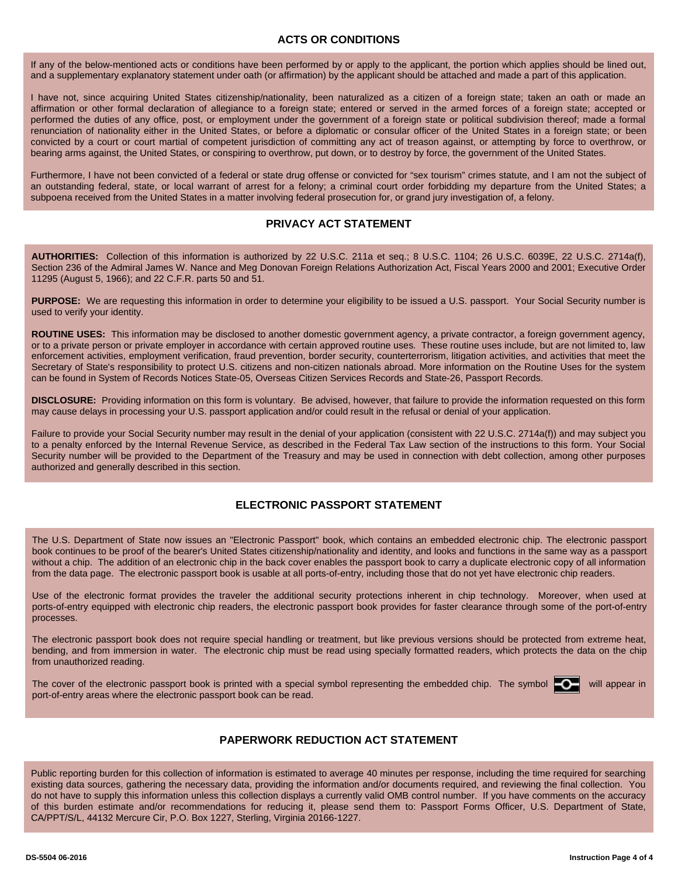## ACTS OR CONDITIONS

If any of the below-mentioned acts or conditions have been performed by or apply to the applicant, the portion which applies should be lined out, and a supplementary explanatory statement under oath (or affirmation) by the applicant should be attached and made a part of this application.

I have not, since acquiring United States citizenship/nationality, been naturalized as a citizen of a foreign state; taken an oath or made an affirmation or other formal declaration of allegiance to a foreign state; entered or served in the armed forces of a foreign state; accepted or performed the duties of any office, post, or employment under the government of a foreign state or political subdivision thereof; made a formal renunciation of nationality either in the United States, or before a diplomatic or consular officer of the United States in a foreign state; or been convicted by a court or court martial of competent jurisdiction of committing any act of treason against, or attempting by force to overthrow, or bearing arms against, the United States, or conspiring to overthrow, put down, or to destroy by force, the government of the United States.

Furthermore, I have not been convicted of a federal or state drug offense or convicted for "sex tourism" crimes statute, and I am not the subject of an outstanding federal, state, or local warrant of arrest for a felony; a criminal court order forbidding my departure from the United States; a subpoena received from the United States in a matter involving federal prosecution for, or grand jury investigation of, a felony.

## PRIVACY ACT STATEMENT

**AUTHORITIES:** Collection of this information is authorized by 22 U.S.C. 211a et seq.; 8 U.S.C. 1104; 26 U.S.C. 6039E, 22 U.S.C. 2714a(f), Section 236 of the Admiral James W. Nance and Meg Donovan Foreign Relations Authorization Act, Fiscal Years 2000 and 2001; Executive Order 11295 (August 5, 1966); and 22 C.F.R. parts 50 and 51.

**PURPOSE:** We are requesting this information in order to determine your eligibility to be issued a U.S. passport. Your Social Security number is used to verify your identity.

**ROUTINE USES:** This information may be disclosed to another domestic government agency, a private contractor, a foreign government agency, or to a private person or private employer in accordance with certain approved routine uses. These routine uses include, but are not limited to, law enforcement activities, employment verification, fraud prevention, border security, counterterrorism, litigation activities, and activities that meet the Secretary of State's responsibility to protect U.S. citizens and non-citizen nationals abroad. More information on the Routine Uses for the system can be found in System of Records Notices State-05, Overseas Citizen Services Records and State-26, Passport Records.

**DISCLOSURE:** Providing information on this form is voluntary. Be advised, however, that failure to provide the information requested on this form may cause delays in processing your U.S. passport application and/or could result in the refusal or denial of your application.

Failure to provide your Social Security number may result in the denial of your application (consistent with 22 U.S.C. 2714a(f)) and may subject you to a penalty enforced by the Internal Revenue Service, as described in the Federal Tax Law section of the instructions to this form. Your Social Security number will be provided to the Department of the Treasury and may be used in connection with debt collection, among other purposes authorized and generally described in this section.

## ELECTRONIC PASSPORT STATEMENT

The U.S. Department of State now issues an "Electronic Passport" book, which contains an embedded electronic chip. The electronic passport book continues to be proof of the bearer's United States citizenship/nationality and identity, and looks and functions in the same way as a passport without a chip. The addition of an electronic chip in the back cover enables the passport book to carry a duplicate electronic copy of all information from the data page. The electronic passport book is usable at all ports-of-entry, including those that do not yet have electronic chip readers.

Use of the electronic format provides the traveler the additional security protections inherent in chip technology. Moreover, when used at ports-of-entry equipped with electronic chip readers, the electronic passport book provides for faster clearance through some of the port-of-entry processes.

The electronic passport book does not require special handling or treatment, but like previous versions should be protected from extreme heat, bending, and from immersion in water. The electronic chip must be read using specially formatted readers, which protects the data on the chip from unauthorized reading.

The cover of the electronic passport book is printed with a special symbol representing the embedded chip. The symbol will appear in port-of-entry areas where the electronic passport book can be read.

## PAPERWORK REDUCTION ACT STATEMENT

Public reporting burden for this collection of information is estimated to average 40 minutes per response, including the time required for searching existing data sources, gathering the necessary data, providing the information and/or documents required, and reviewing the final collection. You do not have to supply this information unless this collection displays a currently valid OMB control number. If you have comments on the accuracy of this burden estimate and/or recommendations for reducing it, please send them to: Passport Forms Officer, U.S. Department of State, CA/PPT/S/L, 44132 Mercure Cir, P.O. Box 1227, Sterling, Virginia 20166-1227.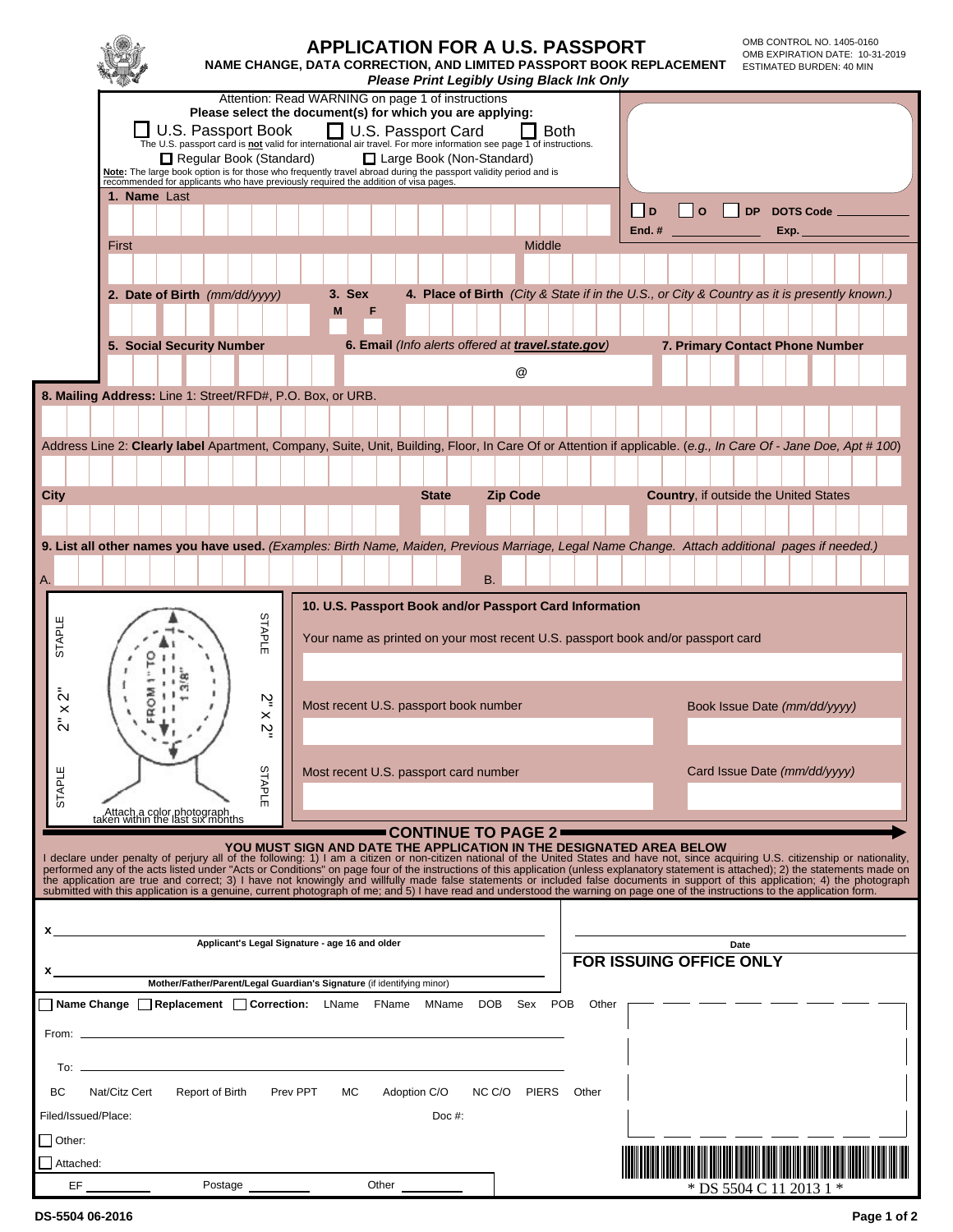# APPLICATION FOR A U.S. PASSPORT

**NAME CHANGE, DATA CORRECTION, AND LIMITED PASSPORT BOOK REPLACEMENT**

*Please Print Legibly Using Black Ink Only*

OMB CONTROL NO. 1405-0160
OMB EXPIRATION DATE: 10-31-2019
ESTIMATED BURDEN: 40 MIN

Attention: Read WARNING on page 1 of instructions

**Please select the document(s) for which you are applying:**

☐ U.S. Passport Book ☐ U.S. Passport Card ☐ Both

The U.S. passport card is **not** valid for international air travel. For more information see page 1 of instructions.

☐ Regular Book (Standard) ☐ Large Book (Non-Standard)

**Note:** The large book option is for those who frequently travel abroad during the passport validity period and is recommended for applicants who have previously required the addition of visa pages.

☐ D ☐ O ☐ DP DOTS Code ____________
End. # ____________ Exp. ____________

**1. Name** Last

First Middle

**2. Date of Birth** *(mm/dd/yyyy)*

**3. Sex** M F

**4. Place of Birth** *(City & State if in the U.S., or City & Country as it is presently known.)*

**5. Social Security Number**

**6. Email** *(Info alerts offered at **travel.state.gov**)* @

**7. Primary Contact Phone Number**

**8. Mailing Address:** Line 1: Street/RFD#, P.O. Box, or URB.

Address Line 2: **Clearly label** Apartment, Company, Suite, Unit, Building, Floor, In Care Of or Attention if applicable. (*e.g., In Care Of - Jane Doe, Apt # 100*)

**City** **State** **Zip Code** **Country**, if outside the United States

**9. List all other names you have used.** *(Examples: Birth Name, Maiden, Previous Marriage, Legal Name Change. Attach additional pages if needed.)*

A. B.

STAPLE 2" x 2" STAPLE

FROM 1" TO 1 3/8"

Attach a color photograph taken within the last six months

**10. U.S. Passport Book and/or Passport Card Information**

Your name as printed on your most recent U.S. passport book and/or passport card

Most recent U.S. passport book number Book Issue Date *(mm/dd/yyyy)*

Most recent U.S. passport card number Card Issue Date *(mm/dd/yyyy)*

**CONTINUE TO PAGE 2**

**YOU MUST SIGN AND DATE THE APPLICATION IN THE DESIGNATED AREA BELOW**

I declare under penalty of perjury all of the following: 1) I am a citizen or non-citizen national of the United States and have not, since acquiring U.S. citizenship or nationality, performed any of the acts listed under "Acts or Conditions" on page four of the instructions of this application (unless explanatory statement is attached); 2) the statements made on the application are true and correct; 3) I have not knowingly and willfully made false statements or included false documents in support of this application; 4) the photograph submitted with this application is a genuine, current photograph of me; and 5) I have read and understood the warning on page one of the instructions to the application form.

x ____________________________________________
**Applicant's Legal Signature - age 16 and older**

____________________
**Date**

x ____________________________________________
**Mother/Father/Parent/Legal Guardian's Signature** (if identifying minor)

**FOR ISSUING OFFICE ONLY**

☐ **Name Change** ☐ **Replacement** ☐ **Correction:** LName FName MName DOB Sex POB Other

From: ____________________________________________

To: ____________________________________________

BC Nat/Citz Cert Report of Birth Prev PPT MC Adoption C/O NC C/O PIERS Other

Filed/Issued/Place: Doc #:

☐ Other:

☐ Attached:

EF ________ Postage ________ Other ________

* DS 5504 C 11 2013 1 *

DS-5504 06-2016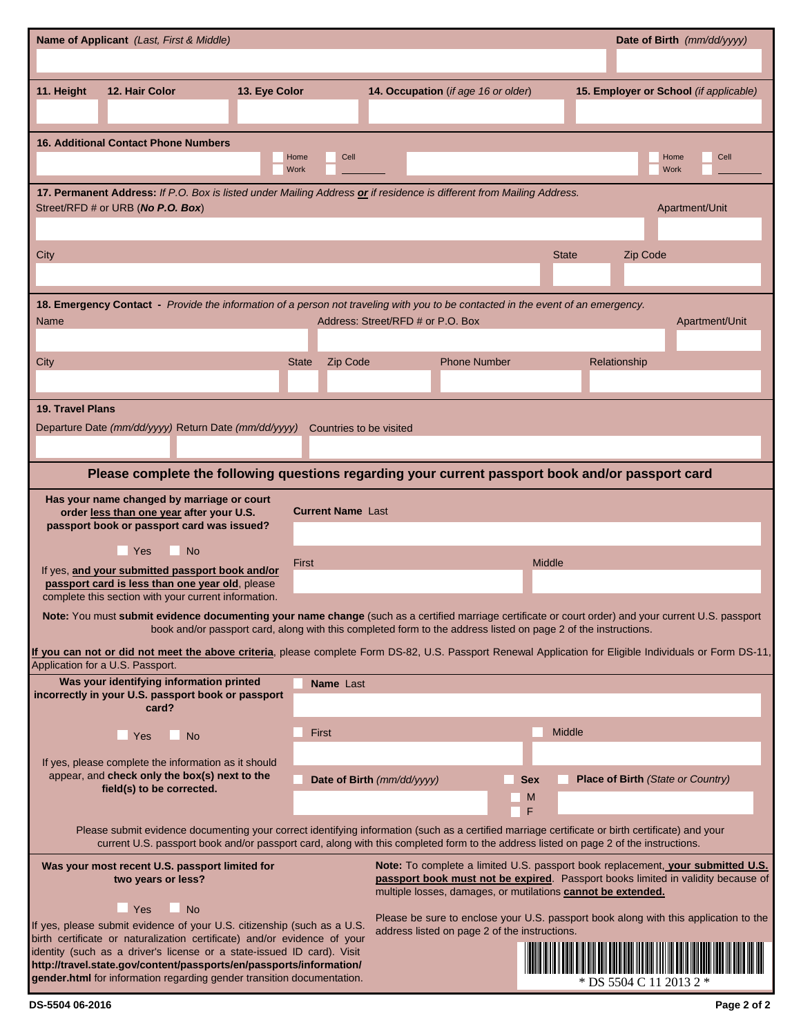**Name of Applicant** *(Last, First & Middle)* **Date of Birth** *(mm/dd/yyyy)*

**11. Height** **12. Hair Color** **13. Eye Color** **14. Occupation** (*if age 16 or older*) **15. Employer or School** *(if applicable)*

**16. Additional Contact Phone Numbers**

Home Cell Work ______ Home Cell Work ______

**17. Permanent Address:** *If P.O. Box is listed under Mailing Address **or** if residence is different from Mailing Address.*

Street/RFD # or URB (***No P.O. Box***) Apartment/Unit

City State Zip Code

**18. Emergency Contact -** *Provide the information of a person not traveling with you to be contacted in the event of an emergency.*

Name Address: Street/RFD # or P.O. Box Apartment/Unit

City State Zip Code Phone Number Relationship

**19. Travel Plans**

Departure Date *(mm/dd/yyyy)* Return Date *(mm/dd/yyyy)* Countries to be visited

## Please complete the following questions regarding your current passport book and/or passport card

**Has your name changed by marriage or court order less than one year after your U.S. passport book or passport card was issued?**

Yes No

If yes, **and your submitted passport book and/or passport card is less than one year old**, please complete this section with your current information.

**Current Name** Last

First Middle

**Note:** You must **submit evidence documenting your name change** (such as a certified marriage certificate or court order) and your current U.S. passport book and/or passport card, along with this completed form to the address listed on page 2 of the instructions.

**If you can not or did not meet the above criteria**, please complete Form DS-82, U.S. Passport Renewal Application for Eligible Individuals or Form DS-11, Application for a U.S. Passport.

**Was your identifying information printed incorrectly in your U.S. passport book or passport card?**

Yes No

If yes, please complete the information as it should appear, and **check only the box(s) next to the field(s) to be corrected.**

**Name** Last

First Middle

**Date of Birth** *(mm/dd/yyyy)* **Sex** M F **Place of Birth** *(State or Country)*

Please submit evidence documenting your correct identifying information (such as a certified marriage certificate or birth certificate) and your current U.S. passport book and/or passport card, along with this completed form to the address listed on page 2 of the instructions.

**Was your most recent U.S. passport limited for two years or less?**

Yes No

If yes, please submit evidence of your U.S. citizenship (such as a U.S. birth certificate or naturalization certificate) and/or evidence of your identity (such as a driver's license or a state-issued ID card). Visit **http://travel.state.gov/content/passports/en/passports/information/gender.html** for information regarding gender transition documentation.

**Note:** To complete a limited U.S. passport book replacement, **your submitted U.S. passport book must not be expired**. Passport books limited in validity because of multiple losses, damages, or mutilations **cannot be extended.**

Please be sure to enclose your U.S. passport book along with this application to the address listed on page 2 of the instructions.

\* DS 5504 C 11 2013 2 \*

DS-5504 06-2016